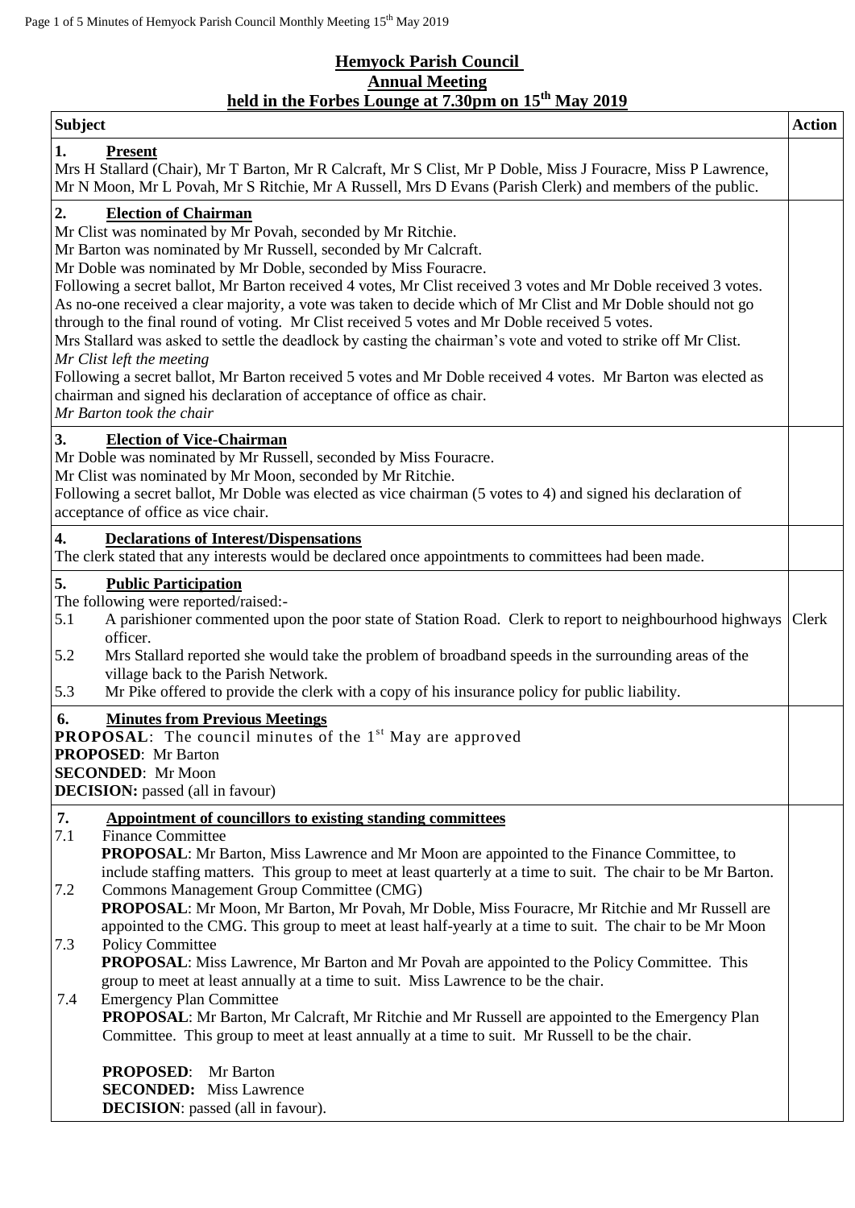# Hemyock Parish Council
## Annual Meeting
## held in the Forbes Lounge at 7.30pm on 15th May 2019

| Subject | Action |
|---|---|
| **1. Present**<br>Mrs H Stallard (Chair), Mr T Barton, Mr R Calcraft, Mr S Clist, Mr P Doble, Miss J Fouracre, Miss P Lawrence, Mr N Moon, Mr L Povah, Mr S Ritchie, Mr A Russell, Mrs D Evans (Parish Clerk) and members of the public. | |
| **2. Election of Chairman**<br>Mr Clist was nominated by Mr Povah, seconded by Mr Ritchie.<br>Mr Barton was nominated by Mr Russell, seconded by Mr Calcraft.<br>Mr Doble was nominated by Mr Doble, seconded by Miss Fouracre.<br>Following a secret ballot, Mr Barton received 4 votes, Mr Clist received 3 votes and Mr Doble received 3 votes. As no-one received a clear majority, a vote was taken to decide which of Mr Clist and Mr Doble should not go through to the final round of voting. Mr Clist received 5 votes and Mr Doble received 5 votes.<br>Mrs Stallard was asked to settle the deadlock by casting the chairman's vote and voted to strike off Mr Clist.<br>*Mr Clist left the meeting*<br>Following a secret ballot, Mr Barton received 5 votes and Mr Doble received 4 votes. Mr Barton was elected as chairman and signed his declaration of acceptance of office as chair.<br>*Mr Barton took the chair* | |
| **3. Election of Vice-Chairman**<br>Mr Doble was nominated by Mr Russell, seconded by Miss Fouracre.<br>Mr Clist was nominated by Mr Moon, seconded by Mr Ritchie.<br>Following a secret ballot, Mr Doble was elected as vice chairman (5 votes to 4) and signed his declaration of acceptance of office as vice chair. | |
| **4. Declarations of Interest/Dispensations**<br>The clerk stated that any interests would be declared once appointments to committees had been made. | |
| **5. Public Participation**<br>The following were reported/raised:-<br>5.1 A parishioner commented upon the poor state of Station Road. Clerk to report to neighbourhood highways officer.<br>5.2 Mrs Stallard reported she would take the problem of broadband speeds in the surrounding areas of the village back to the Parish Network.<br>5.3 Mr Pike offered to provide the clerk with a copy of his insurance policy for public liability. | Clerk |
| **6. Minutes from Previous Meetings**<br>**PROPOSAL**: The council minutes of the 1st May are approved<br>**PROPOSED**: Mr Barton<br>**SECONDED**: Mr Moon<br>**DECISION:** passed (all in favour) | |
| **7. Appointment of councillors to existing standing committees**<br>7.1 Finance Committee<br>**PROPOSAL**: Mr Barton, Miss Lawrence and Mr Moon are appointed to the Finance Committee, to include staffing matters. This group to meet at least quarterly at a time to suit. The chair to be Mr Barton.<br>7.2 Commons Management Group Committee (CMG)<br>**PROPOSAL**: Mr Moon, Mr Barton, Mr Povah, Mr Doble, Miss Fouracre, Mr Ritchie and Mr Russell are appointed to the CMG. This group to meet at least half-yearly at a time to suit. The chair to be Mr Moon<br>7.3 Policy Committee<br>**PROPOSAL**: Miss Lawrence, Mr Barton and Mr Povah are appointed to the Policy Committee. This group to meet at least annually at a time to suit. Miss Lawrence to be the chair.<br>7.4 Emergency Plan Committee<br>**PROPOSAL**: Mr Barton, Mr Calcraft, Mr Ritchie and Mr Russell are appointed to the Emergency Plan Committee. This group to meet at least annually at a time to suit. Mr Russell to be the chair.<br><br>**PROPOSED**: Mr Barton<br>**SECONDED:** Miss Lawrence<br>**DECISION**: passed (all in favour). | |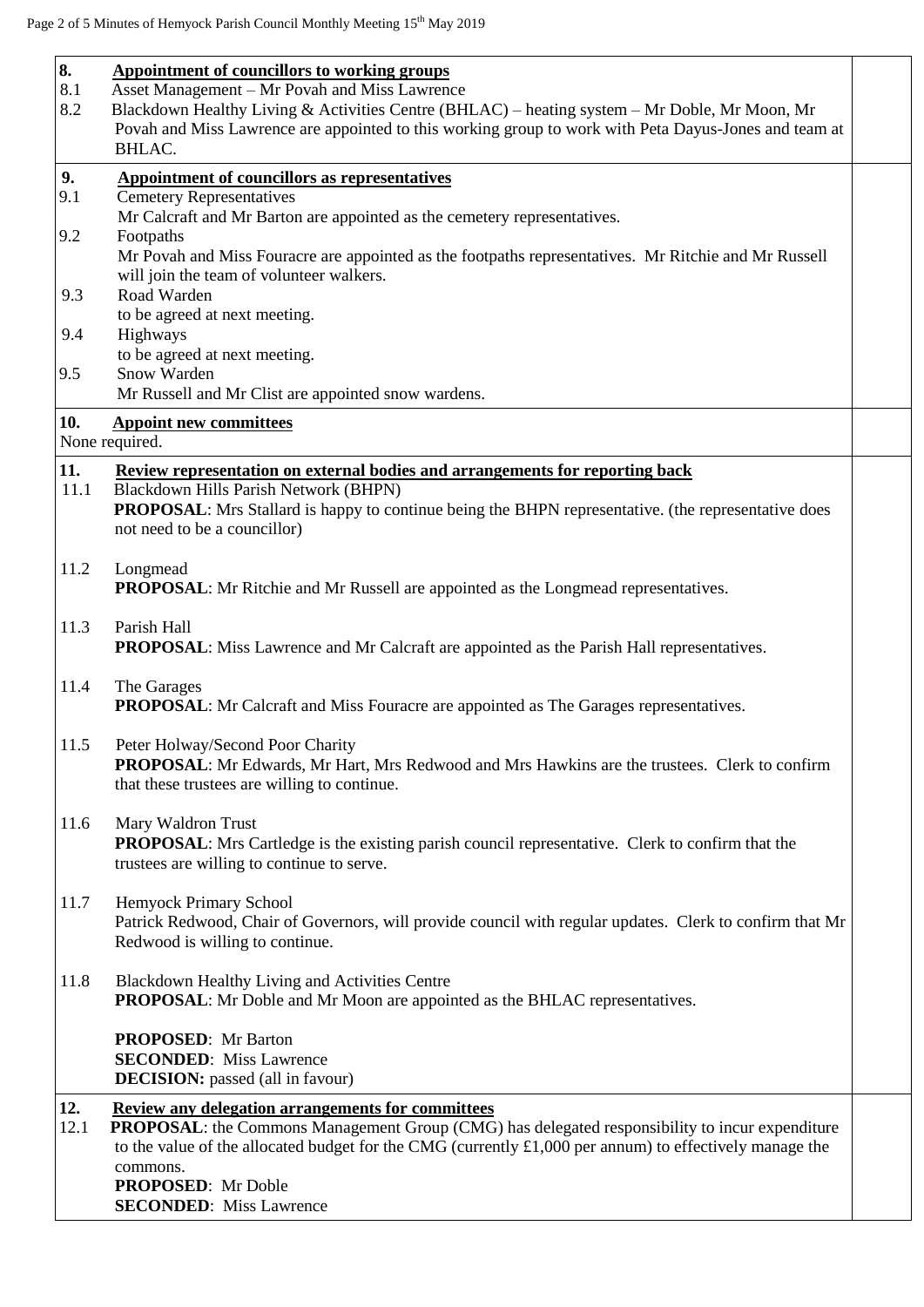**8. Appointment of councillors to working groups**

8.1 Asset Management – Mr Povah and Miss Lawrence

8.2 Blackdown Healthy Living & Activities Centre (BHLAC) – heating system – Mr Doble, Mr Moon, Mr Povah and Miss Lawrence are appointed to this working group to work with Peta Dayus-Jones and team at BHLAC.

**9. Appointment of councillors as representatives**

9.1 Cemetery Representatives
Mr Calcraft and Mr Barton are appointed as the cemetery representatives.

9.2 Footpaths
Mr Povah and Miss Fouracre are appointed as the footpaths representatives. Mr Ritchie and Mr Russell will join the team of volunteer walkers.

9.3 Road Warden
to be agreed at next meeting.

9.4 Highways
to be agreed at next meeting.

9.5 Snow Warden
Mr Russell and Mr Clist are appointed snow wardens.

**10. Appoint new committees**

None required.

**11. Review representation on external bodies and arrangements for reporting back**

11.1 Blackdown Hills Parish Network (BHPN)
**PROPOSAL**: Mrs Stallard is happy to continue being the BHPN representative. (the representative does not need to be a councillor)

11.2 Longmead
**PROPOSAL**: Mr Ritchie and Mr Russell are appointed as the Longmead representatives.

11.3 Parish Hall
**PROPOSAL**: Miss Lawrence and Mr Calcraft are appointed as the Parish Hall representatives.

11.4 The Garages
**PROPOSAL**: Mr Calcraft and Miss Fouracre are appointed as The Garages representatives.

11.5 Peter Holway/Second Poor Charity
**PROPOSAL**: Mr Edwards, Mr Hart, Mrs Redwood and Mrs Hawkins are the trustees. Clerk to confirm that these trustees are willing to continue.

11.6 Mary Waldron Trust
**PROPOSAL**: Mrs Cartledge is the existing parish council representative. Clerk to confirm that the trustees are willing to continue to serve.

11.7 Hemyock Primary School
Patrick Redwood, Chair of Governors, will provide council with regular updates. Clerk to confirm that Mr Redwood is willing to continue.

11.8 Blackdown Healthy Living and Activities Centre
**PROPOSAL**: Mr Doble and Mr Moon are appointed as the BHLAC representatives.

**PROPOSED**: Mr Barton
**SECONDED**: Miss Lawrence
**DECISION:** passed (all in favour)

**12. Review any delegation arrangements for committees**

12.1 **PROPOSAL**: the Commons Management Group (CMG) has delegated responsibility to incur expenditure to the value of the allocated budget for the CMG (currently £1,000 per annum) to effectively manage the commons.
**PROPOSED**: Mr Doble
**SECONDED**: Miss Lawrence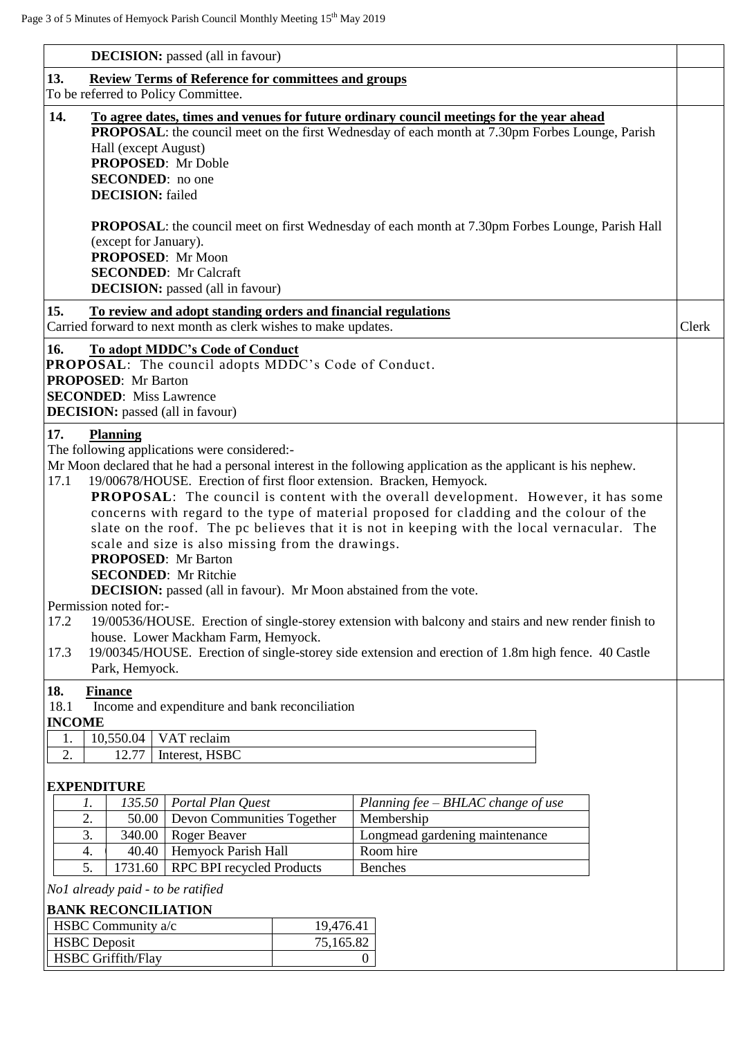**DECISION:** passed (all in favour)

**13. Review Terms of Reference for committees and groups**

To be referred to Policy Committee.

**14. To agree dates, times and venues for future ordinary council meetings for the year ahead**

**PROPOSAL**: the council meet on the first Wednesday of each month at 7.30pm Forbes Lounge, Parish Hall (except August)
**PROPOSED**: Mr Doble
**SECONDED**: no one
**DECISION:** failed

**PROPOSAL**: the council meet on first Wednesday of each month at 7.30pm Forbes Lounge, Parish Hall (except for January).
**PROPOSED**: Mr Moon
**SECONDED**: Mr Calcraft
**DECISION:** passed (all in favour)

**15. To review and adopt standing orders and financial regulations**

Carried forward to next month as clerk wishes to make updates. — Clerk

**16. To adopt MDDC's Code of Conduct**

**PROPOSAL**: The council adopts MDDC's Code of Conduct.
**PROPOSED**: Mr Barton
**SECONDED**: Miss Lawrence
**DECISION:** passed (all in favour)

**17. Planning**

The following applications were considered:-

Mr Moon declared that he had a personal interest in the following application as the applicant is his nephew.

17.1 19/00678/HOUSE. Erection of first floor extension. Bracken, Hemyock.

**PROPOSAL**: The council is content with the overall development. However, it has some concerns with regard to the type of material proposed for cladding and the colour of the slate on the roof. The pc believes that it is not in keeping with the local vernacular. The scale and size is also missing from the drawings.
**PROPOSED**: Mr Barton
**SECONDED**: Mr Ritchie
**DECISION:** passed (all in favour). Mr Moon abstained from the vote.

Permission noted for:-

17.2 19/00536/HOUSE. Erection of single-storey extension with balcony and stairs and new render finish to house. Lower Mackham Farm, Hemyock.

17.3 19/00345/HOUSE. Erection of single-storey side extension and erection of 1.8m high fence. 40 Castle Park, Hemyock.

**18. Finance**

18.1 Income and expenditure and bank reconciliation

**INCOME**

| | | |
|---|---|---|
| 1. | 10,550.04 | VAT reclaim |
| 2. | 12.77 | Interest, HSBC |

**EXPENDITURE**

| | | | |
|---|---|---|---|
| *1.* | *135.50* | *Portal Plan Quest* | *Planning fee – BHLAC change of use* |
| 2. | 50.00 | Devon Communities Together | Membership |
| 3. | 340.00 | Roger Beaver | Longmead gardening maintenance |
| 4. | 40.40 | Hemyock Parish Hall | Room hire |
| 5. | 1731.60 | RPC BPI recycled Products | Benches |

*No1 already paid - to be ratified*

**BANK RECONCILIATION**

| | |
|---|---|
| HSBC Community a/c | 19,476.41 |
| HSBC Deposit | 75,165.82 |
| HSBC Griffith/Flay | 0 |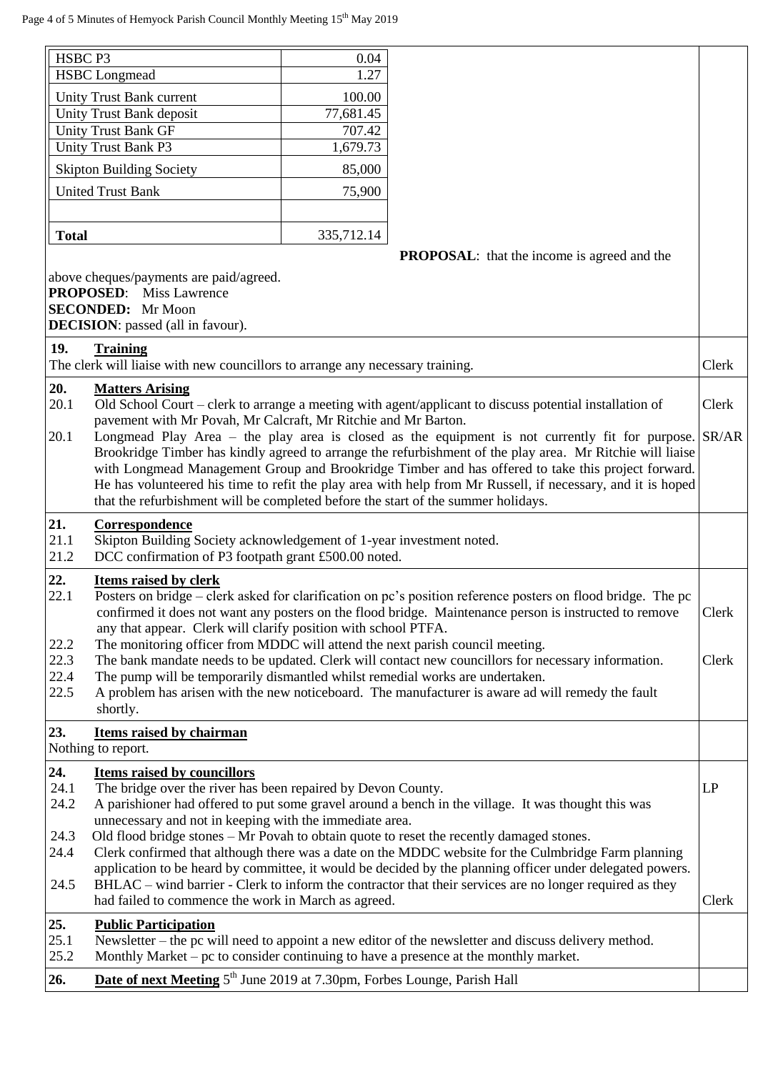| | |
|---|---|
| HSBC P3 | 0.04 |
| HSBC Longmead | 1.27 |
| Unity Trust Bank current | 100.00 |
| Unity Trust Bank deposit | 77,681.45 |
| Unity Trust Bank GF | 707.42 |
| Unity Trust Bank P3 | 1,679.73 |
| Skipton Building Society | 85,000 |
| United Trust Bank | 75,900 |
| | |
| **Total** | 335,712.14 |

**PROPOSAL**: that the income is agreed and the above cheques/payments are paid/agreed.
**PROPOSED**: Miss Lawrence
**SECONDED:** Mr Moon
**DECISION**: passed (all in favour).

| | Action |
|---|---|
| **19. Training**<br>The clerk will liaise with new councillors to arrange any necessary training. | Clerk |
| **20. Matters Arising**<br>20.1 Old School Court – clerk to arrange a meeting with agent/applicant to discuss potential installation of pavement with Mr Povah, Mr Calcraft, Mr Ritchie and Mr Barton. | Clerk |
| 20.1 Longmead Play Area – the play area is closed as the equipment is not currently fit for purpose. Brookridge Timber has kindly agreed to arrange the refurbishment of the play area. Mr Ritchie will liaise with Longmead Management Group and Brookridge Timber and has offered to take this project forward. He has volunteered his time to refit the play area with help from Mr Russell, if necessary, and it is hoped that the refurbishment will be completed before the start of the summer holidays. | SR/AR |
| **21. Correspondence**<br>21.1 Skipton Building Society acknowledgement of 1-year investment noted.<br>21.2 DCC confirmation of P3 footpath grant £500.00 noted. | |
| **22. Items raised by clerk**<br>22.1 Posters on bridge – clerk asked for clarification on pc's position reference posters on flood bridge. The pc confirmed it does not want any posters on the flood bridge. Maintenance person is instructed to remove any that appear. Clerk will clarify position with school PTFA. | Clerk |
| 22.2 The monitoring officer from MDDC will attend the next parish council meeting.<br>22.3 The bank mandate needs to be updated. Clerk will contact new councillors for necessary information.<br>22.4 The pump will be temporarily dismantled whilst remedial works are undertaken.<br>22.5 A problem has arisen with the new noticeboard. The manufacturer is aware ad will remedy the fault shortly. | Clerk |
| **23. Items raised by chairman**<br>Nothing to report. | |
| **24. Items raised by councillors**<br>24.1 The bridge over the river has been repaired by Devon County.<br>24.2 A parishioner had offered to put some gravel around a bench in the village. It was thought this was unnecessary and not in keeping with the immediate area.<br>24.3 Old flood bridge stones – Mr Povah to obtain quote to reset the recently damaged stones.<br>24.4 Clerk confirmed that although there was a date on the MDDC website for the Culmbridge Farm planning application to be heard by committee, it would be decided by the planning officer under delegated powers. | LP |
| 24.5 BHLAC – wind barrier - Clerk to inform the contractor that their services are no longer required as they had failed to commence the work in March as agreed. | Clerk |
| **25. Public Participation**<br>25.1 Newsletter – the pc will need to appoint a new editor of the newsletter and discuss delivery method.<br>25.2 Monthly Market – pc to consider continuing to have a presence at the monthly market. | |
| **26. Date of next Meeting** 5th June 2019 at 7.30pm, Forbes Lounge, Parish Hall | |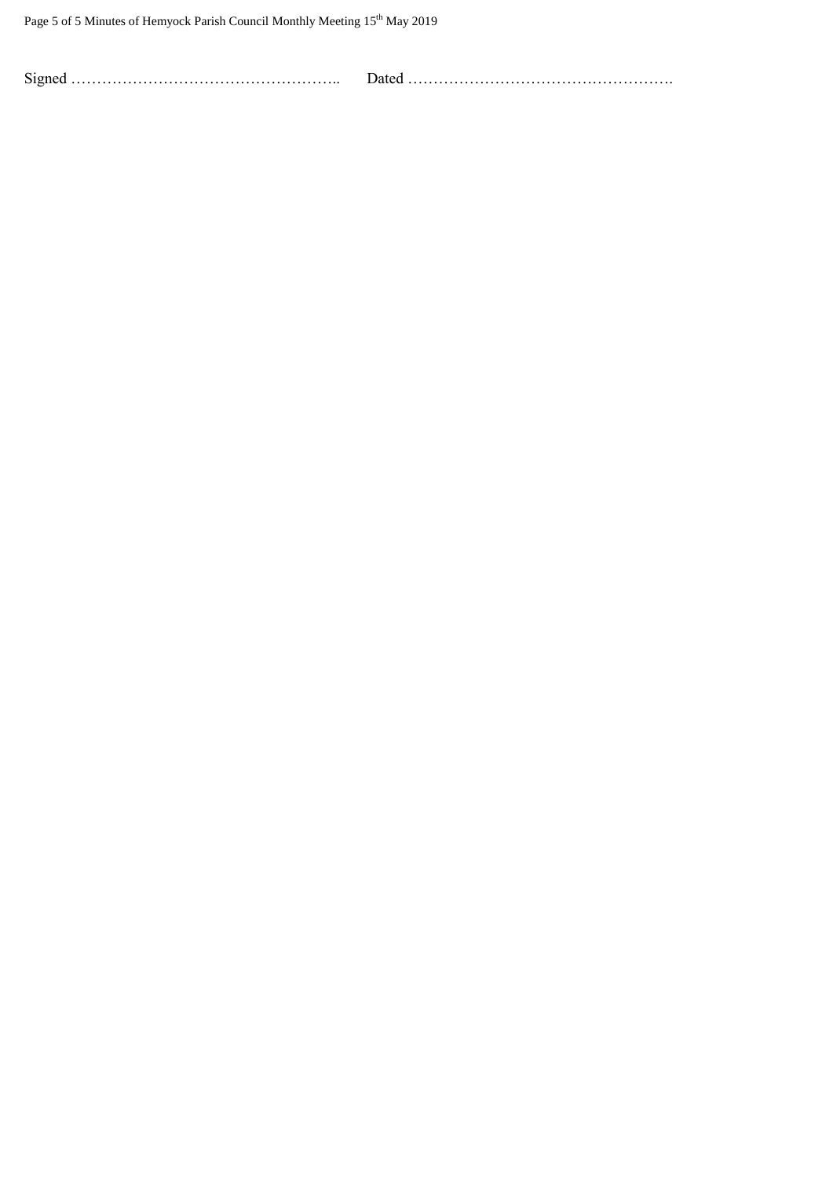Signed ……………………………………………..    Dated …………………………………………….